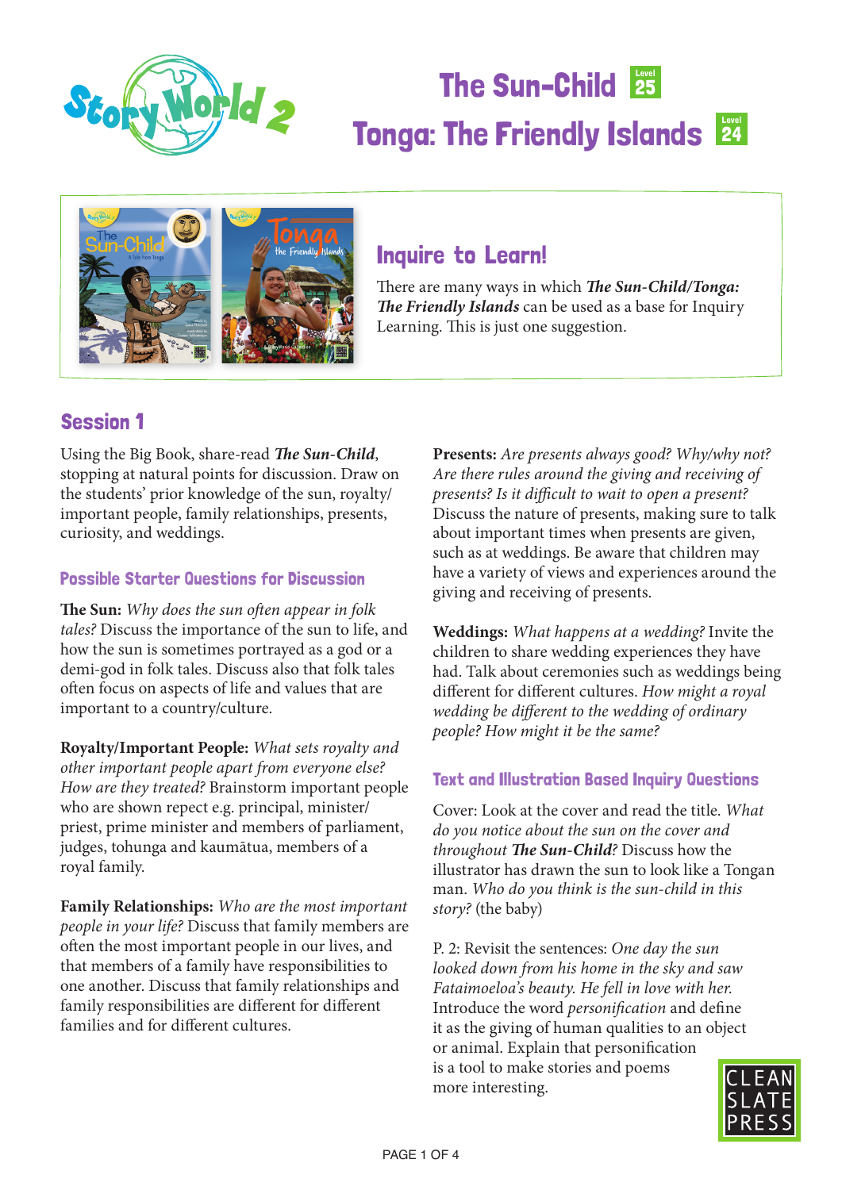# The Sun-Child Level 25

# Tonga: The Friendly Islands Level 24

## Inquire to Learn!

There are many ways in which ***The Sun-Child/Tonga: The Friendly Islands*** can be used as a base for Inquiry Learning. This is just one suggestion.

## Session 1

Using the Big Book, share-read ***The Sun-Child***, stopping at natural points for discussion. Draw on the students' prior knowledge of the sun, royalty/important people, family relationships, presents, curiosity, and weddings.

### Possible Starter Questions for Discussion

**The Sun:** *Why does the sun often appear in folk tales?* Discuss the importance of the sun to life, and how the sun is sometimes portrayed as a god or a demi-god in folk tales. Discuss also that folk tales often focus on aspects of life and values that are important to a country/culture.

**Royalty/Important People:** *What sets royalty and other important people apart from everyone else? How are they treated?* Brainstorm important people who are shown repect e.g. principal, minister/priest, prime minister and members of parliament, judges, tohunga and kaumātua, members of a royal family.

**Family Relationships:** *Who are the most important people in your life?* Discuss that family members are often the most important people in our lives, and that members of a family have responsibilities to one another. Discuss that family relationships and family responsibilities are different for different families and for different cultures.

**Presents:** *Are presents always good? Why/why not? Are there rules around the giving and receiving of presents? Is it difficult to wait to open a present?* Discuss the nature of presents, making sure to talk about important times when presents are given, such as at weddings. Be aware that children may have a variety of views and experiences around the giving and receiving of presents.

**Weddings:** *What happens at a wedding?* Invite the children to share wedding experiences they have had. Talk about ceremonies such as weddings being different for different cultures. *How might a royal wedding be different to the wedding of ordinary people? How might it be the same?*

### Text and Illustration Based Inquiry Questions

Cover: Look at the cover and read the title. *What do you notice about the sun on the cover and throughout **The Sun-Child**?* Discuss how the illustrator has drawn the sun to look like a Tongan man. *Who do you think is the sun-child in this story?* (the baby)

P. 2: Revisit the sentences: *One day the sun looked down from his home in the sky and saw Fataimoeloa's beauty. He fell in love with her.* Introduce the word *personification* and define it as the giving of human qualities to an object or animal. Explain that personification is a tool to make stories and poems more interesting.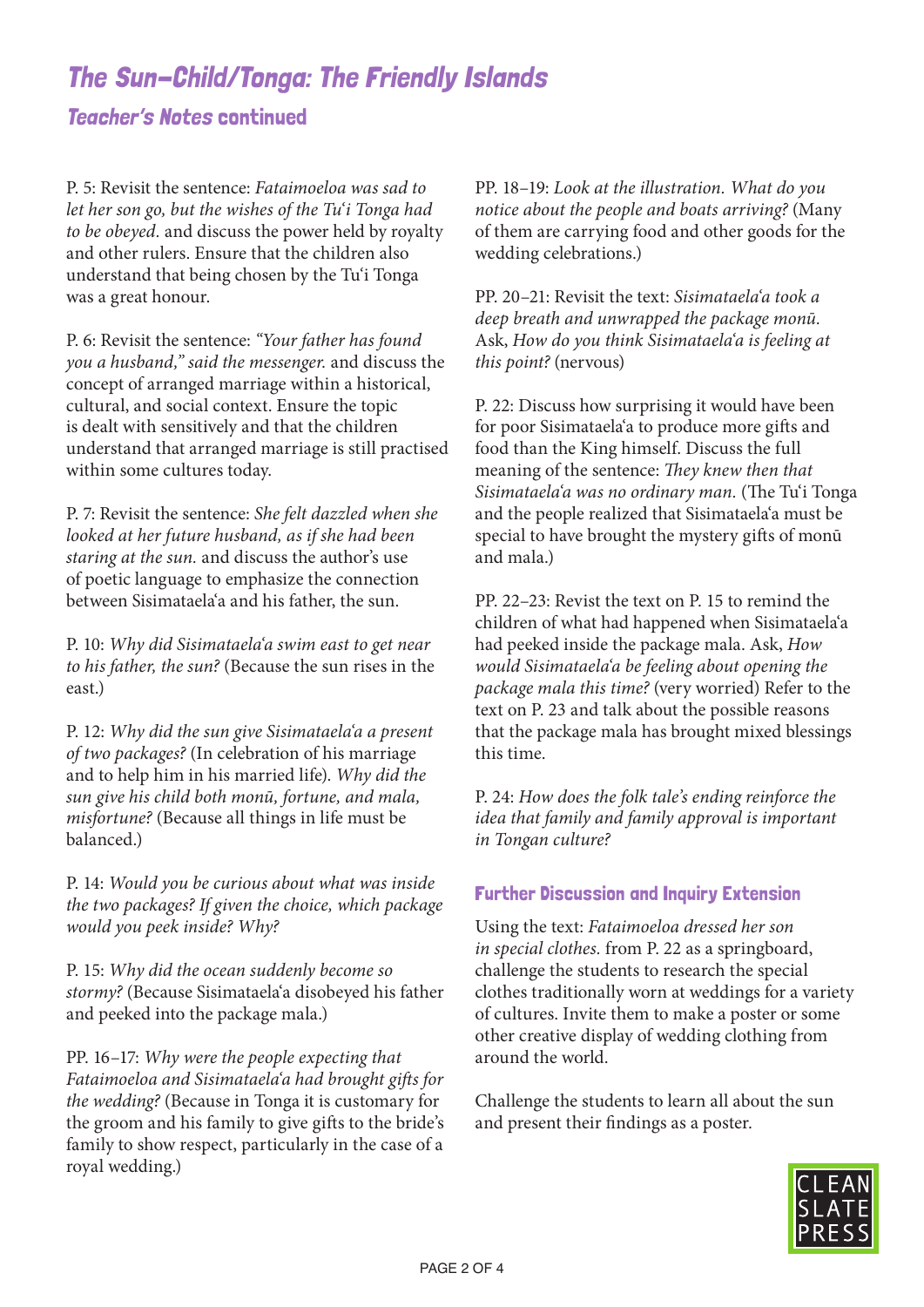# The Sun-Child/Tonga: The Friendly Islands

## *Teacher's Notes* continued

P. 5: Revisit the sentence: *Fataimoeloa was sad to let her son go, but the wishes of the Tu'i Tonga had to be obeyed.* and discuss the power held by royalty and other rulers. Ensure that the children also understand that being chosen by the Tu'i Tonga was a great honour.

P. 6: Revisit the sentence: *"Your father has found you a husband," said the messenger.* and discuss the concept of arranged marriage within a historical, cultural, and social context. Ensure the topic is dealt with sensitively and that the children understand that arranged marriage is still practised within some cultures today.

P. 7: Revisit the sentence: *She felt dazzled when she looked at her future husband, as if she had been staring at the sun.* and discuss the author's use of poetic language to emphasize the connection between Sisimataela'a and his father, the sun.

P. 10: *Why did Sisimataela'a swim east to get near to his father, the sun?* (Because the sun rises in the east.)

P. 12: *Why did the sun give Sisimataela'a a present of two packages?* (In celebration of his marriage and to help him in his married life). *Why did the sun give his child both monū, fortune, and mala, misfortune?* (Because all things in life must be balanced.)

P. 14: *Would you be curious about what was inside the two packages? If given the choice, which package would you peek inside? Why?*

P. 15: *Why did the ocean suddenly become so stormy?* (Because Sisimataela'a disobeyed his father and peeked into the package mala.)

PP. 16–17: *Why were the people expecting that Fataimoeloa and Sisimataela'a had brought gifts for the wedding?* (Because in Tonga it is customary for the groom and his family to give gifts to the bride's family to show respect, particularly in the case of a royal wedding.)

PP. 18–19: *Look at the illustration. What do you notice about the people and boats arriving?* (Many of them are carrying food and other goods for the wedding celebrations.)

PP. 20–21: Revisit the text: *Sisimataela'a took a deep breath and unwrapped the package monū.* Ask, *How do you think Sisimataela'a is feeling at this point?* (nervous)

P. 22: Discuss how surprising it would have been for poor Sisimataela'a to produce more gifts and food than the King himself. Discuss the full meaning of the sentence: *They knew then that Sisimataela'a was no ordinary man.* (The Tu'i Tonga and the people realized that Sisimataela'a must be special to have brought the mystery gifts of monū and mala.)

PP. 22–23: Revist the text on P. 15 to remind the children of what had happened when Sisimataela'a had peeked inside the package mala. Ask, *How would Sisimataela'a be feeling about opening the package mala this time?* (very worried) Refer to the text on P. 23 and talk about the possible reasons that the package mala has brought mixed blessings this time.

P. 24: *How does the folk tale's ending reinforce the idea that family and family approval is important in Tongan culture?*

### Further Discussion and Inquiry Extension

Using the text: *Fataimoeloa dressed her son in special clothes.* from P. 22 as a springboard, challenge the students to research the special clothes traditionally worn at weddings for a variety of cultures. Invite them to make a poster or some other creative display of wedding clothing from around the world.

Challenge the students to learn all about the sun and present their findings as a poster.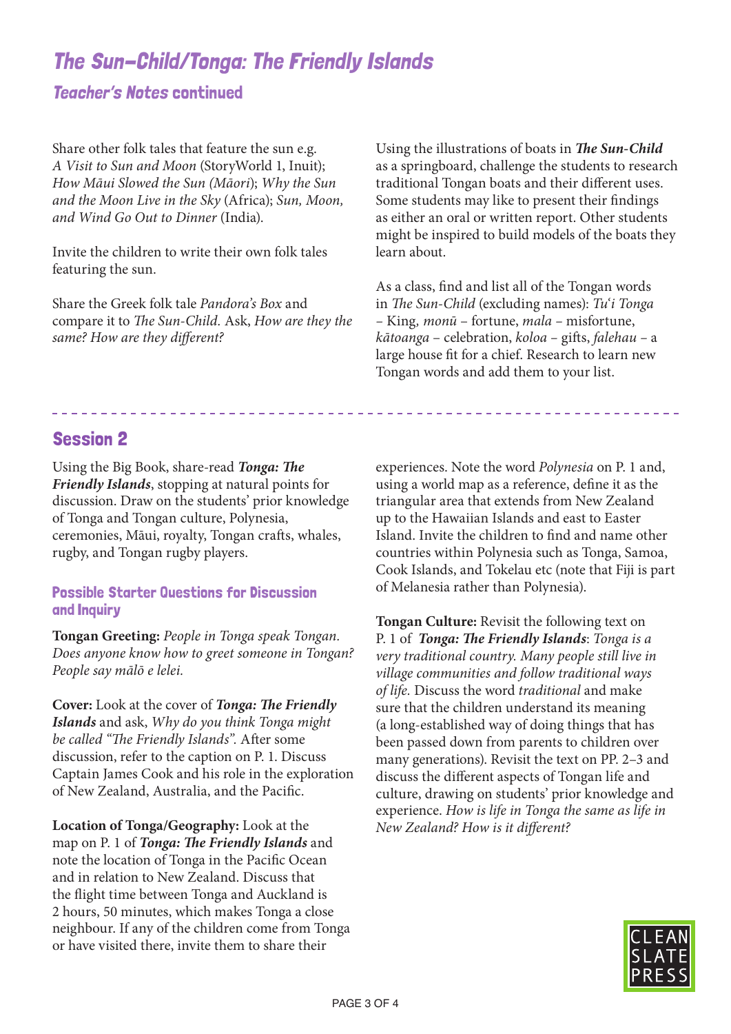# *The Sun-Child/Tonga: The Friendly Islands*

## *Teacher's Notes* continued

Share other folk tales that feature the sun e.g. *A Visit to Sun and Moon* (StoryWorld 1, Inuit); *How Māui Slowed the Sun (Māori)*; *Why the Sun and the Moon Live in the Sky* (Africa); *Sun, Moon, and Wind Go Out to Dinner* (India).

Invite the children to write their own folk tales featuring the sun.

Share the Greek folk tale *Pandora's Box* and compare it to *The Sun-Child*. Ask, *How are they the same? How are they different?*

Using the illustrations of boats in ***The Sun-Child*** as a springboard, challenge the students to research traditional Tongan boats and their different uses. Some students may like to present their findings as either an oral or written report. Other students might be inspired to build models of the boats they learn about.

As a class, find and list all of the Tongan words in *The Sun-Child* (excluding names): *Tu'i Tonga* – King, *monū* – fortune, *mala* – misfortune, *kātoanga* – celebration, *koloa* – gifts, *falehau* – a large house fit for a chief. Research to learn new Tongan words and add them to your list.

---

## Session 2

Using the Big Book, share-read ***Tonga: The Friendly Islands***, stopping at natural points for discussion. Draw on the students' prior knowledge of Tonga and Tongan culture, Polynesia, ceremonies, Māui, royalty, Tongan crafts, whales, rugby, and Tongan rugby players.

### Possible Starter Questions for Discussion and Inquiry

**Tongan Greeting:** *People in Tonga speak Tongan. Does anyone know how to greet someone in Tongan? People say mālō e lelei.*

**Cover:** Look at the cover of ***Tonga: The Friendly Islands*** and ask, *Why do you think Tonga might be called "The Friendly Islands".* After some discussion, refer to the caption on P. 1. Discuss Captain James Cook and his role in the exploration of New Zealand, Australia, and the Pacific.

**Location of Tonga/Geography:** Look at the map on P. 1 of ***Tonga: The Friendly Islands*** and note the location of Tonga in the Pacific Ocean and in relation to New Zealand. Discuss that the flight time between Tonga and Auckland is 2 hours, 50 minutes, which makes Tonga a close neighbour. If any of the children come from Tonga or have visited there, invite them to share their experiences. Note the word *Polynesia* on P. 1 and, using a world map as a reference, define it as the triangular area that extends from New Zealand up to the Hawaiian Islands and east to Easter Island. Invite the children to find and name other countries within Polynesia such as Tonga, Samoa, Cook Islands, and Tokelau etc (note that Fiji is part of Melanesia rather than Polynesia).

**Tongan Culture:** Revisit the following text on P. 1 of ***Tonga: The Friendly Islands***: *Tonga is a very traditional country. Many people still live in village communities and follow traditional ways of life.* Discuss the word *traditional* and make sure that the children understand its meaning (a long-established way of doing things that has been passed down from parents to children over many generations). Revisit the text on PP. 2–3 and discuss the different aspects of Tongan life and culture, drawing on students' prior knowledge and experience. *How is life in Tonga the same as life in New Zealand? How is it different?*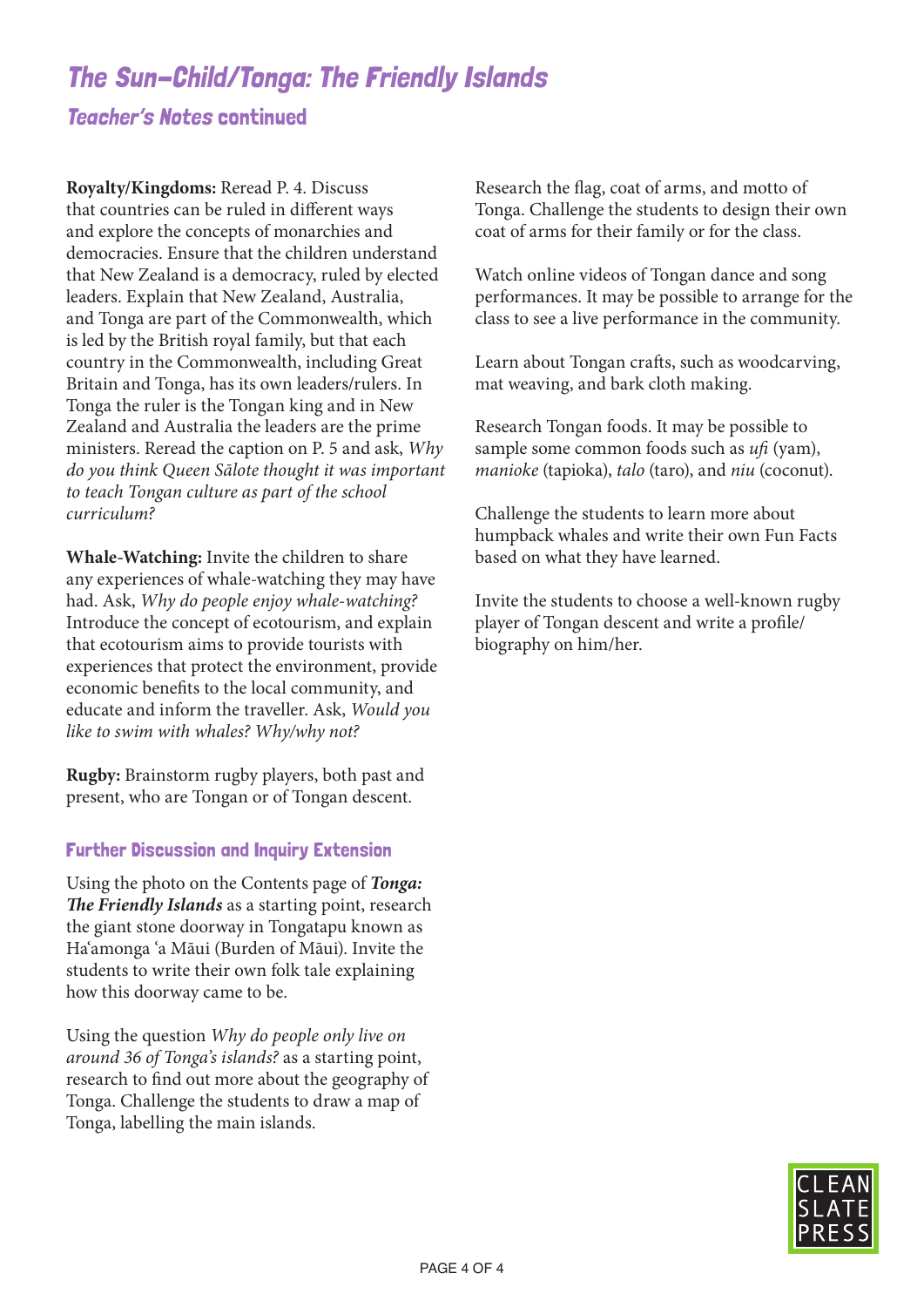# The Sun-Child/Tonga: The Friendly Islands

## *Teacher's Notes* continued

**Royalty/Kingdoms:** Reread P. 4. Discuss that countries can be ruled in different ways and explore the concepts of monarchies and democracies. Ensure that the children understand that New Zealand is a democracy, ruled by elected leaders. Explain that New Zealand, Australia, and Tonga are part of the Commonwealth, which is led by the British royal family, but that each country in the Commonwealth, including Great Britain and Tonga, has its own leaders/rulers. In Tonga the ruler is the Tongan king and in New Zealand and Australia the leaders are the prime ministers. Reread the caption on P. 5 and ask, *Why do you think Queen Sālote thought it was important to teach Tongan culture as part of the school curriculum?*

**Whale-Watching:** Invite the children to share any experiences of whale-watching they may have had. Ask, *Why do people enjoy whale-watching?* Introduce the concept of ecotourism, and explain that ecotourism aims to provide tourists with experiences that protect the environment, provide economic benefits to the local community, and educate and inform the traveller. Ask, *Would you like to swim with whales? Why/why not?*

**Rugby:** Brainstorm rugby players, both past and present, who are Tongan or of Tongan descent.

### Further Discussion and Inquiry Extension

Using the photo on the Contents page of ***Tonga: The Friendly Islands*** as a starting point, research the giant stone doorway in Tongatapu known as Ha'amonga 'a Māui (Burden of Māui). Invite the students to write their own folk tale explaining how this doorway came to be.

Using the question *Why do people only live on around 36 of Tonga's islands?* as a starting point, research to find out more about the geography of Tonga. Challenge the students to draw a map of Tonga, labelling the main islands.

Research the flag, coat of arms, and motto of Tonga. Challenge the students to design their own coat of arms for their family or for the class.

Watch online videos of Tongan dance and song performances. It may be possible to arrange for the class to see a live performance in the community.

Learn about Tongan crafts, such as woodcarving, mat weaving, and bark cloth making.

Research Tongan foods. It may be possible to sample some common foods such as *ufi* (yam), *manioke* (tapioca), *talo* (taro), and *niu* (coconut).

Challenge the students to learn more about humpback whales and write their own Fun Facts based on what they have learned.

Invite the students to choose a well-known rugby player of Tongan descent and write a profile/biography on him/her.

CLEAN SLATE PRESS